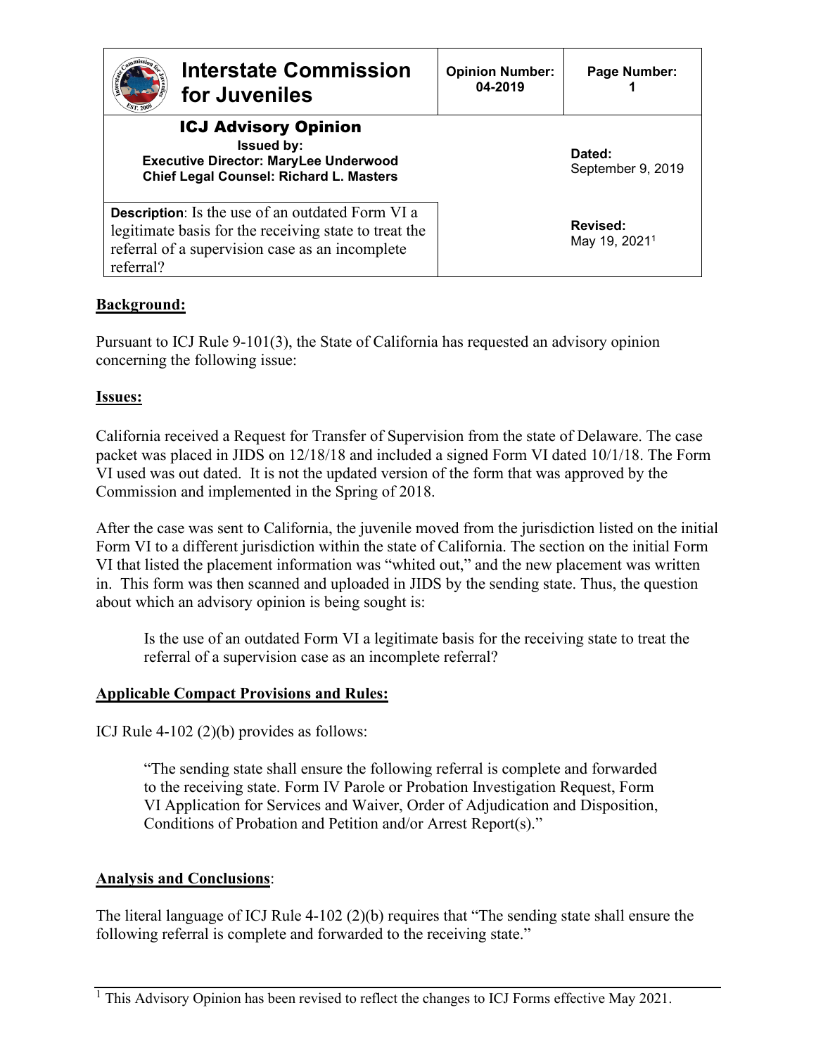| Interstate Commission for Juveniles | Opinion Number: 04-2019 | Page Number: 1 |
|---|---|---|
| **ICJ Advisory Opinion**<br>Issued by:<br>Executive Director: MaryLee Underwood<br>Chief Legal Counsel: Richard L. Masters | Dated:<br>September 9, 2019 | |
| **Description**: Is the use of an outdated Form VI a legitimate basis for the receiving state to treat the referral of a supervision case as an incomplete referral? | Revised:<br>May 19, 2021[1] | |

## Background:

Pursuant to ICJ Rule 9-101(3), the State of California has requested an advisory opinion concerning the following issue:

## Issues:

California received a Request for Transfer of Supervision from the state of Delaware. The case packet was placed in JIDS on 12/18/18 and included a signed Form VI dated 10/1/18. The Form VI used was out dated. It is not the updated version of the form that was approved by the Commission and implemented in the Spring of 2018.

After the case was sent to California, the juvenile moved from the jurisdiction listed on the initial Form VI to a different jurisdiction within the state of California. The section on the initial Form VI that listed the placement information was "whited out," and the new placement was written in. This form was then scanned and uploaded in JIDS by the sending state. Thus, the question about which an advisory opinion is being sought is:

> Is the use of an outdated Form VI a legitimate basis for the receiving state to treat the referral of a supervision case as an incomplete referral?

## Applicable Compact Provisions and Rules:

ICJ Rule 4-102 (2)(b) provides as follows:

> "The sending state shall ensure the following referral is complete and forwarded to the receiving state. Form IV Parole or Probation Investigation Request, Form VI Application for Services and Waiver, Order of Adjudication and Disposition, Conditions of Probation and Petition and/or Arrest Report(s)."

## Analysis and Conclusions:

The literal language of ICJ Rule 4-102 (2)(b) requires that "The sending state shall ensure the following referral is complete and forwarded to the receiving state."

---

[1] This Advisory Opinion has been revised to reflect the changes to ICJ Forms effective May 2021.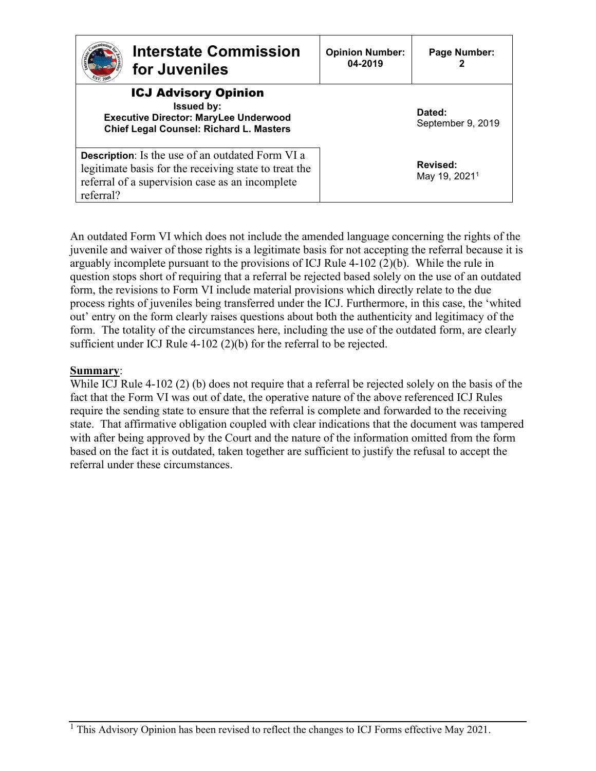| Interstate Commission for Juveniles | Opinion Number: 04-2019 | Page Number: 2 |
| --- | --- | --- |
| **ICJ Advisory Opinion**<br>**Issued by:**<br>**Executive Director: MaryLee Underwood**<br>**Chief Legal Counsel: Richard L. Masters** | **Dated:** September 9, 2019 | |
| **Description**: Is the use of an outdated Form VI a legitimate basis for the receiving state to treat the referral of a supervision case as an incomplete referral? | **Revised:** May 19, 2021[1] | |

An outdated Form VI which does not include the amended language concerning the rights of the juvenile and waiver of those rights is a legitimate basis for not accepting the referral because it is arguably incomplete pursuant to the provisions of ICJ Rule 4-102 (2)(b). While the rule in question stops short of requiring that a referral be rejected based solely on the use of an outdated form, the revisions to Form VI include material provisions which directly relate to the due process rights of juveniles being transferred under the ICJ. Furthermore, in this case, the 'whited out' entry on the form clearly raises questions about both the authenticity and legitimacy of the form. The totality of the circumstances here, including the use of the outdated form, are clearly sufficient under ICJ Rule 4-102 (2)(b) for the referral to be rejected.

**Summary**:

While ICJ Rule 4-102 (2) (b) does not require that a referral be rejected solely on the basis of the fact that the Form VI was out of date, the operative nature of the above referenced ICJ Rules require the sending state to ensure that the referral is complete and forwarded to the receiving state. That affirmative obligation coupled with clear indications that the document was tampered with after being approved by the Court and the nature of the information omitted from the form based on the fact it is outdated, taken together are sufficient to justify the refusal to accept the referral under these circumstances.

[1] This Advisory Opinion has been revised to reflect the changes to ICJ Forms effective May 2021.